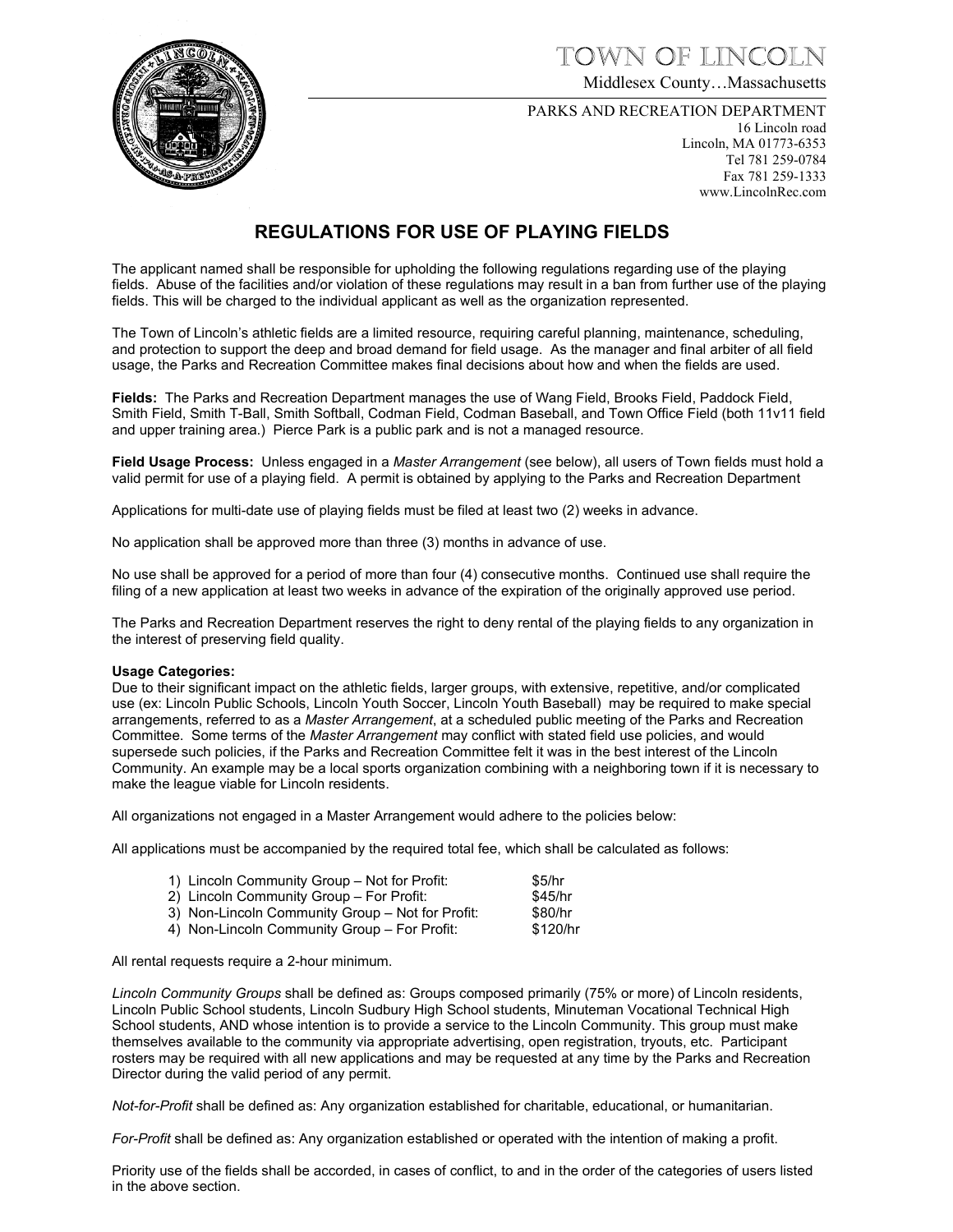# TOWN OF LINCOLN

Middlesex County…Massachusetts

PARKS AND RECREATION DEPARTMENT
16 Lincoln road
Lincoln, MA 01773-6353
Tel 781 259-0784
Fax 781 259-1333
www.LincolnRec.com

## REGULATIONS FOR USE OF PLAYING FIELDS

The applicant named shall be responsible for upholding the following regulations regarding use of the playing fields. Abuse of the facilities and/or violation of these regulations may result in a ban from further use of the playing fields. This will be charged to the individual applicant as well as the organization represented.

The Town of Lincoln's athletic fields are a limited resource, requiring careful planning, maintenance, scheduling, and protection to support the deep and broad demand for field usage. As the manager and final arbiter of all field usage, the Parks and Recreation Committee makes final decisions about how and when the fields are used.

**Fields:** The Parks and Recreation Department manages the use of Wang Field, Brooks Field, Paddock Field, Smith Field, Smith T-Ball, Smith Softball, Codman Field, Codman Baseball, and Town Office Field (both 11v11 field and upper training area.) Pierce Park is a public park and is not a managed resource.

**Field Usage Process:** Unless engaged in a *Master Arrangement* (see below), all users of Town fields must hold a valid permit for use of a playing field. A permit is obtained by applying to the Parks and Recreation Department

Applications for multi-date use of playing fields must be filed at least two (2) weeks in advance.

No application shall be approved more than three (3) months in advance of use.

No use shall be approved for a period of more than four (4) consecutive months. Continued use shall require the filing of a new application at least two weeks in advance of the expiration of the originally approved use period.

The Parks and Recreation Department reserves the right to deny rental of the playing fields to any organization in the interest of preserving field quality.

**Usage Categories:**
Due to their significant impact on the athletic fields, larger groups, with extensive, repetitive, and/or complicated use (ex: Lincoln Public Schools, Lincoln Youth Soccer, Lincoln Youth Baseball) may be required to make special arrangements, referred to as a *Master Arrangement*, at a scheduled public meeting of the Parks and Recreation Committee. Some terms of the *Master Arrangement* may conflict with stated field use policies, and would supersede such policies, if the Parks and Recreation Committee felt it was in the best interest of the Lincoln Community. An example may be a local sports organization combining with a neighboring town if it is necessary to make the league viable for Lincoln residents.

All organizations not engaged in a Master Arrangement would adhere to the policies below:

All applications must be accompanied by the required total fee, which shall be calculated as follows:

| | |
|---|---|
| 1) Lincoln Community Group – Not for Profit: | $5/hr |
| 2) Lincoln Community Group – For Profit: | $45/hr |
| 3) Non-Lincoln Community Group – Not for Profit: | $80/hr |
| 4) Non-Lincoln Community Group – For Profit: | $120/hr |

All rental requests require a 2-hour minimum.

*Lincoln Community Groups* shall be defined as: Groups composed primarily (75% or more) of Lincoln residents, Lincoln Public School students, Lincoln Sudbury High School students, Minuteman Vocational Technical High School students, AND whose intention is to provide a service to the Lincoln Community. This group must make themselves available to the community via appropriate advertising, open registration, tryouts, etc. Participant rosters may be required with all new applications and may be requested at any time by the Parks and Recreation Director during the valid period of any permit.

*Not-for-Profit* shall be defined as: Any organization established for charitable, educational, or humanitarian.

*For-Profit* shall be defined as: Any organization established or operated with the intention of making a profit.

Priority use of the fields shall be accorded, in cases of conflict, to and in the order of the categories of users listed in the above section.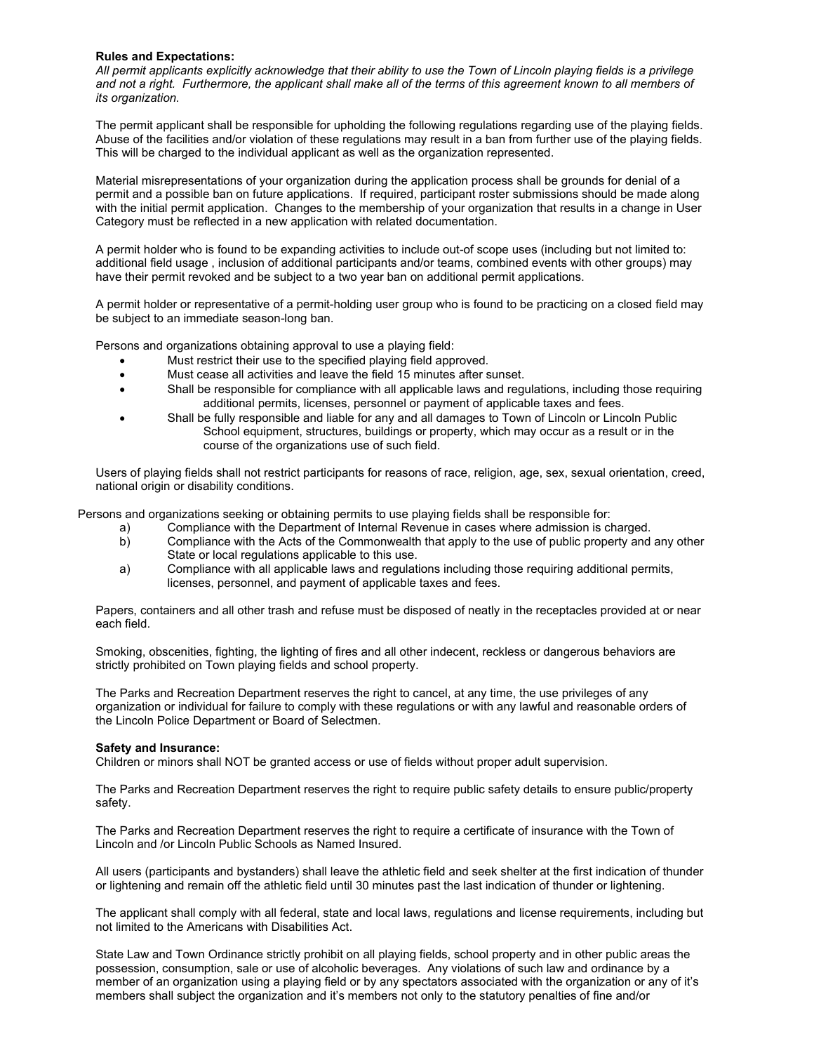**Rules and Expectations:**

*All permit applicants explicitly acknowledge that their ability to use the Town of Lincoln playing fields is a privilege and not a right. Furthermore, the applicant shall make all of the terms of this agreement known to all members of its organization.*

The permit applicant shall be responsible for upholding the following regulations regarding use of the playing fields. Abuse of the facilities and/or violation of these regulations may result in a ban from further use of the playing fields. This will be charged to the individual applicant as well as the organization represented.

Material misrepresentations of your organization during the application process shall be grounds for denial of a permit and a possible ban on future applications. If required, participant roster submissions should be made along with the initial permit application. Changes to the membership of your organization that results in a change in User Category must be reflected in a new application with related documentation.

A permit holder who is found to be expanding activities to include out-of scope uses (including but not limited to: additional field usage , inclusion of additional participants and/or teams, combined events with other groups) may have their permit revoked and be subject to a two year ban on additional permit applications.

A permit holder or representative of a permit-holding user group who is found to be practicing on a closed field may be subject to an immediate season-long ban.

Persons and organizations obtaining approval to use a playing field:

- Must restrict their use to the specified playing field approved.
- Must cease all activities and leave the field 15 minutes after sunset.
- Shall be responsible for compliance with all applicable laws and regulations, including those requiring additional permits, licenses, personnel or payment of applicable taxes and fees.
- Shall be fully responsible and liable for any and all damages to Town of Lincoln or Lincoln Public School equipment, structures, buildings or property, which may occur as a result or in the course of the organizations use of such field.

Users of playing fields shall not restrict participants for reasons of race, religion, age, sex, sexual orientation, creed, national origin or disability conditions.

Persons and organizations seeking or obtaining permits to use playing fields shall be responsible for:

a) Compliance with the Department of Internal Revenue in cases where admission is charged.
b) Compliance with the Acts of the Commonwealth that apply to the use of public property and any other State or local regulations applicable to this use.
a) Compliance with all applicable laws and regulations including those requiring additional permits, licenses, personnel, and payment of applicable taxes and fees.

Papers, containers and all other trash and refuse must be disposed of neatly in the receptacles provided at or near each field.

Smoking, obscenities, fighting, the lighting of fires and all other indecent, reckless or dangerous behaviors are strictly prohibited on Town playing fields and school property.

The Parks and Recreation Department reserves the right to cancel, at any time, the use privileges of any organization or individual for failure to comply with these regulations or with any lawful and reasonable orders of the Lincoln Police Department or Board of Selectmen.

**Safety and Insurance:**

Children or minors shall NOT be granted access or use of fields without proper adult supervision.

The Parks and Recreation Department reserves the right to require public safety details to ensure public/property safety.

The Parks and Recreation Department reserves the right to require a certificate of insurance with the Town of Lincoln and /or Lincoln Public Schools as Named Insured.

All users (participants and bystanders) shall leave the athletic field and seek shelter at the first indication of thunder or lightening and remain off the athletic field until 30 minutes past the last indication of thunder or lightening.

The applicant shall comply with all federal, state and local laws, regulations and license requirements, including but not limited to the Americans with Disabilities Act.

State Law and Town Ordinance strictly prohibit on all playing fields, school property and in other public areas the possession, consumption, sale or use of alcoholic beverages. Any violations of such law and ordinance by a member of an organization using a playing field or by any spectators associated with the organization or any of it's members shall subject the organization and it's members not only to the statutory penalties of fine and/or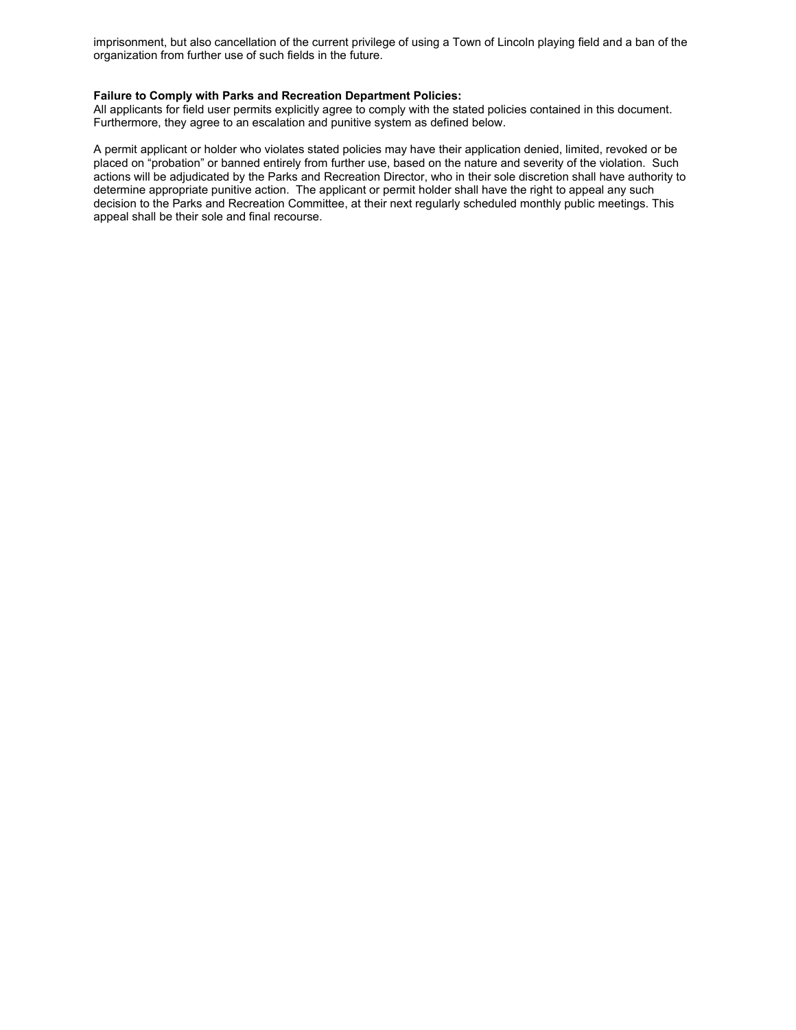imprisonment, but also cancellation of the current privilege of using a Town of Lincoln playing field and a ban of the organization from further use of such fields in the future.

**Failure to Comply with Parks and Recreation Department Policies:**
All applicants for field user permits explicitly agree to comply with the stated policies contained in this document. Furthermore, they agree to an escalation and punitive system as defined below.

A permit applicant or holder who violates stated policies may have their application denied, limited, revoked or be placed on "probation" or banned entirely from further use, based on the nature and severity of the violation. Such actions will be adjudicated by the Parks and Recreation Director, who in their sole discretion shall have authority to determine appropriate punitive action. The applicant or permit holder shall have the right to appeal any such decision to the Parks and Recreation Committee, at their next regularly scheduled monthly public meetings. This appeal shall be their sole and final recourse.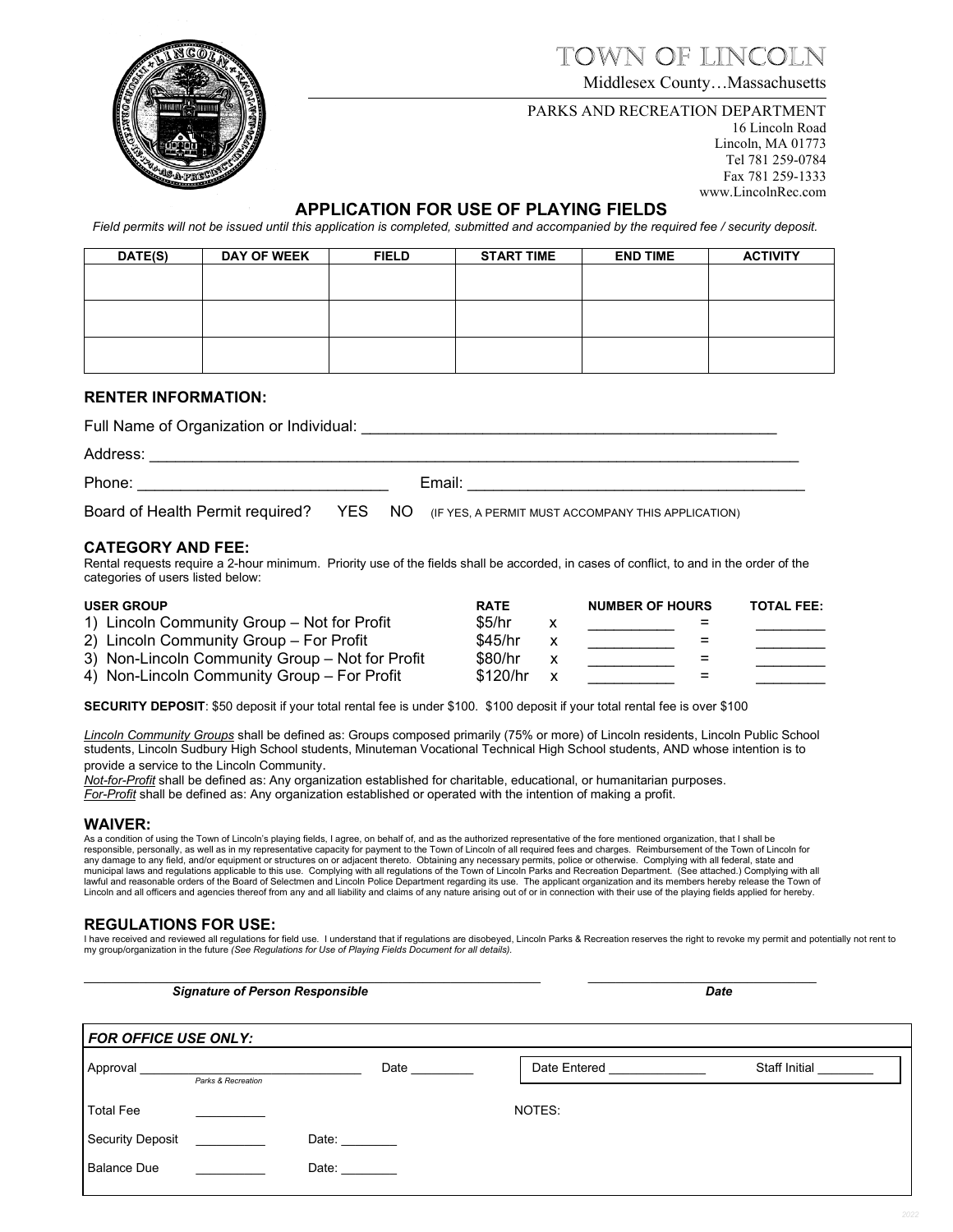# TOWN OF LINCOLN

Middlesex County…Massachusetts

PARKS AND RECREATION DEPARTMENT
16 Lincoln Road
Lincoln, MA 01773
Tel 781 259-0784
Fax 781 259-1333
www.LincolnRec.com

## APPLICATION FOR USE OF PLAYING FIELDS

*Field permits will not be issued until this application is completed, submitted and accompanied by the required fee / security deposit.*

| DATE(S) | DAY OF WEEK | FIELD | START TIME | END TIME | ACTIVITY |
|---|---|---|---|---|---|
| | | | | | |
| | | | | | |
| | | | | | |

### RENTER INFORMATION:

Full Name of Organization or Individual: _______________________________________________

Address: ___________________________________________________________________________

Phone: ____________________________ Email: _____________________________________

Board of Health Permit required? YES NO (IF YES, A PERMIT MUST ACCOMPANY THIS APPLICATION)

### CATEGORY AND FEE:

Rental requests require a 2-hour minimum. Priority use of the fields shall be accorded, in cases of conflict, to and in the order of the categories of users listed below:

| USER GROUP | RATE | | NUMBER OF HOURS | | TOTAL FEE: |
|---|---|---|---|---|---|
| 1) Lincoln Community Group – Not for Profit | $5/hr | x | __________ | = | ________ |
| 2) Lincoln Community Group – For Profit | $45/hr | x | __________ | = | ________ |
| 3) Non-Lincoln Community Group – Not for Profit | $80/hr | x | __________ | = | ________ |
| 4) Non-Lincoln Community Group – For Profit | $120/hr | x | __________ | = | ________ |

**SECURITY DEPOSIT**: $50 deposit if your total rental fee is under $100. $100 deposit if your total rental fee is over $100

*Lincoln Community Groups* shall be defined as: Groups composed primarily (75% or more) of Lincoln residents, Lincoln Public School students, Lincoln Sudbury High School students, Minuteman Vocational Technical High School students, AND whose intention is to provide a service to the Lincoln Community.

*Not-for-Profit* shall be defined as: Any organization established for charitable, educational, or humanitarian purposes.

*For-Profit* shall be defined as: Any organization established or operated with the intention of making a profit.

### WAIVER:

As a condition of using the Town of Lincoln's playing fields, I agree, on behalf of, and as the authorized representative of the fore mentioned organization, that I shall be responsible, personally, as well as in my representative capacity for payment to the Town of Lincoln of all required fees and charges. Reimbursement of the Town of Lincoln for any damage to any field, and/or equipment or structures on or adjacent thereto. Obtaining any necessary permits, police or otherwise. Complying with all federal, state and municipal laws and regulations applicable to this use. Complying with all regulations of the Town of Lincoln Parks and Recreation Department. (See attached.) Complying with all lawful and reasonable orders of the Board of Selectmen and Lincoln Police Department regarding its use. The applicant organization and its members hereby release the Town of Lincoln and all officers and agencies thereof from any and all liability and claims of any nature arising out of or in connection with their use of the playing fields applied for hereby.

### REGULATIONS FOR USE:

I have received and reviewed all regulations for field use. I understand that if regulations are disobeyed, Lincoln Parks & Recreation reserves the right to revoke my permit and potentially not rent to my group/organization in the future *(See Regulations for Use of Playing Fields Document for all details).*

_______________________________________________ ____________________

***Signature of Person Responsible*** ***Date***

**FOR OFFICE USE ONLY:**

Approval ______________________________ Date ________
*Parks & Recreation*

Date Entered _____________ Staff Initial ________

Total Fee __________

NOTES:

Security Deposit __________ Date: ________

Balance Due __________ Date: ________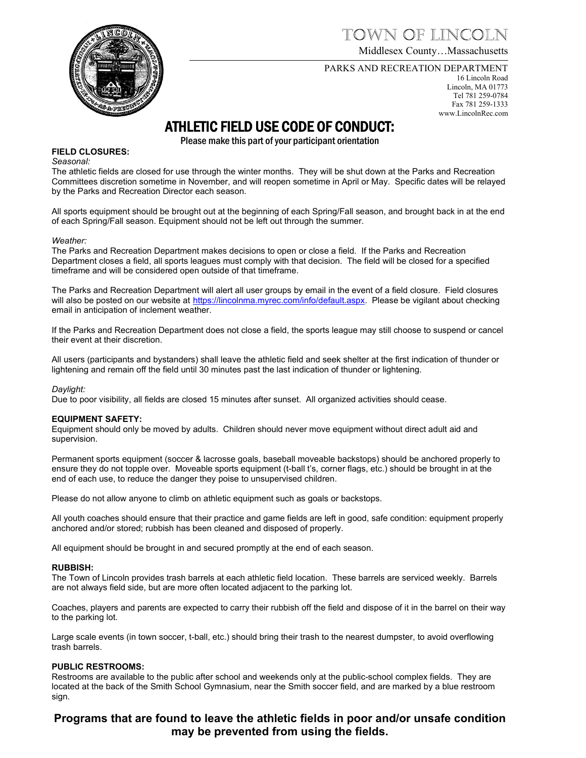TOWN OF LINCOLN

Middlesex County…Massachusetts

PARKS AND RECREATION DEPARTMENT
16 Lincoln Road
Lincoln, MA 01773
Tel 781 259-0784
Fax 781 259-1333
www.LincolnRec.com

# ATHLETIC FIELD USE CODE OF CONDUCT:

Please make this part of your participant orientation

**FIELD CLOSURES:**

*Seasonal:*

The athletic fields are closed for use through the winter months. They will be shut down at the Parks and Recreation Committees discretion sometime in November, and will reopen sometime in April or May. Specific dates will be relayed by the Parks and Recreation Director each season.

All sports equipment should be brought out at the beginning of each Spring/Fall season, and brought back in at the end of each Spring/Fall season. Equipment should not be left out through the summer.

*Weather:*

The Parks and Recreation Department makes decisions to open or close a field. If the Parks and Recreation Department closes a field, all sports leagues must comply with that decision. The field will be closed for a specified timeframe and will be considered open outside of that timeframe.

The Parks and Recreation Department will alert all user groups by email in the event of a field closure. Field closures will also be posted on our website at https://lincolnma.myrec.com/info/default.aspx. Please be vigilant about checking email in anticipation of inclement weather.

If the Parks and Recreation Department does not close a field, the sports league may still choose to suspend or cancel their event at their discretion.

All users (participants and bystanders) shall leave the athletic field and seek shelter at the first indication of thunder or lightening and remain off the field until 30 minutes past the last indication of thunder or lightening.

*Daylight:*

Due to poor visibility, all fields are closed 15 minutes after sunset. All organized activities should cease.

**EQUIPMENT SAFETY:**

Equipment should only be moved by adults. Children should never move equipment without direct adult aid and supervision.

Permanent sports equipment (soccer & lacrosse goals, baseball moveable backstops) should be anchored properly to ensure they do not topple over. Moveable sports equipment (t-ball t's, corner flags, etc.) should be brought in at the end of each use, to reduce the danger they poise to unsupervised children.

Please do not allow anyone to climb on athletic equipment such as goals or backstops.

All youth coaches should ensure that their practice and game fields are left in good, safe condition: equipment properly anchored and/or stored; rubbish has been cleaned and disposed of properly.

All equipment should be brought in and secured promptly at the end of each season.

**RUBBISH:**

The Town of Lincoln provides trash barrels at each athletic field location. These barrels are serviced weekly. Barrels are not always field side, but are more often located adjacent to the parking lot.

Coaches, players and parents are expected to carry their rubbish off the field and dispose of it in the barrel on their way to the parking lot.

Large scale events (in town soccer, t-ball, etc.) should bring their trash to the nearest dumpster, to avoid overflowing trash barrels.

**PUBLIC RESTROOMS:**

Restrooms are available to the public after school and weekends only at the public-school complex fields. They are located at the back of the Smith School Gymnasium, near the Smith soccer field, and are marked by a blue restroom sign.

**Programs that are found to leave the athletic fields in poor and/or unsafe condition may be prevented from using the fields.**